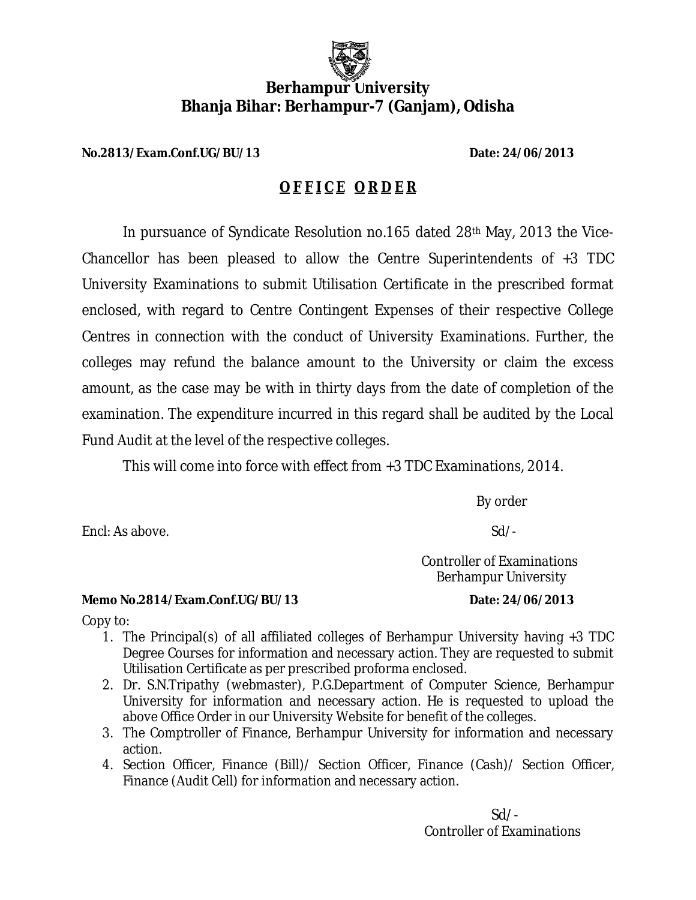# Berhampur University
## Bhanja Bihar: Berhampur-7 (Ganjam), Odisha

**No.2813/Exam.Conf.UG/BU/13** **Date: 24/06/2013**

## **O F F I C E  O R D E R**

In pursuance of Syndicate Resolution no.165 dated 28th May, 2013 the Vice-Chancellor has been pleased to allow the Centre Superintendents of +3 TDC University Examinations to submit Utilisation Certificate in the prescribed format enclosed, with regard to Centre Contingent Expenses of their respective College Centres in connection with the conduct of University Examinations. Further, the colleges may refund the balance amount to the University or claim the excess amount, as the case may be with in thirty days from the date of completion of the examination. The expenditure incurred in this regard shall be audited by the Local Fund Audit at the level of the respective colleges.

This will come into force with effect from +3 TDC Examinations, 2014.

By order

Encl: As above.

Sd/-

Controller of Examinations
Berhampur University

**Memo No.2814/Exam.Conf.UG/BU/13** **Date: 24/06/2013**

Copy to:

1. The Principal(s) of all affiliated colleges of Berhampur University having +3 TDC Degree Courses for information and necessary action. They are requested to submit Utilisation Certificate as per prescribed proforma enclosed.
2. Dr. S.N.Tripathy (webmaster), P.G.Department of Computer Science, Berhampur University for information and necessary action. He is requested to upload the above Office Order in our University Website for benefit of the colleges.
3. The Comptroller of Finance, Berhampur University for information and necessary action.
4. Section Officer, Finance (Bill)/ Section Officer, Finance (Cash)/ Section Officer, Finance (Audit Cell) for information and necessary action.

Sd/-
Controller of Examinations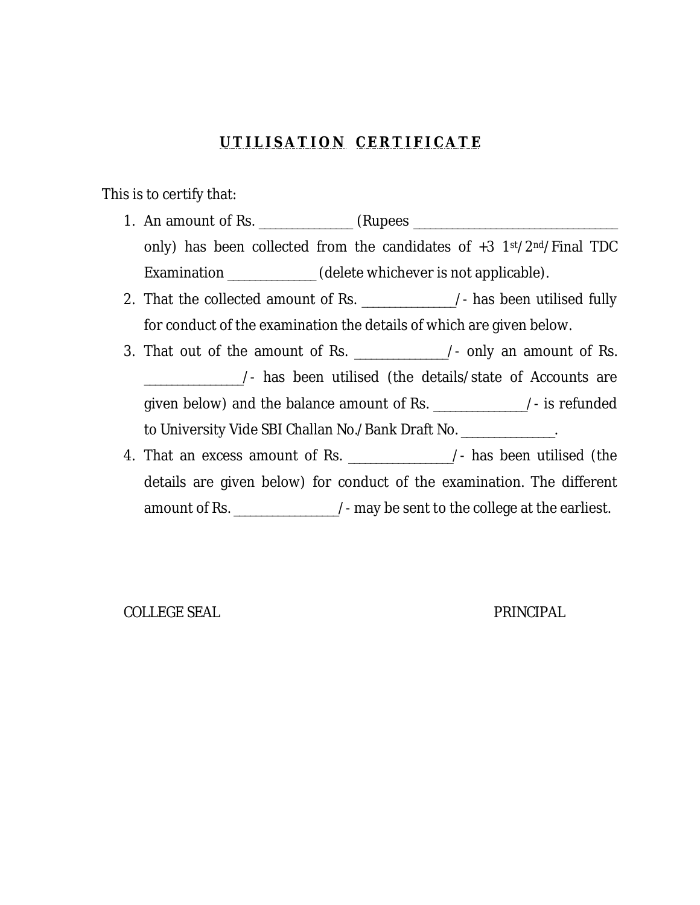## UTILISATION CERTIFICATE

This is to certify that:

1. An amount of Rs. _______________ (Rupees _________________________________ only) has been collected from the candidates of +3 1st/2nd/Final TDC Examination ______________ (delete whichever is not applicable).
2. That the collected amount of Rs. _______________/- has been utilised fully for conduct of the examination the details of which are given below.
3. That out of the amount of Rs. _______________/- only an amount of Rs. _______________/- has been utilised (the details/state of Accounts are given below) and the balance amount of Rs. _______________/- is refunded to University Vide SBI Challan No./Bank Draft No. _______________.
4. That an excess amount of Rs. _________________/- has been utilised (the details are given below) for conduct of the examination. The different amount of Rs. _________________/- may be sent to the college at the earliest.

COLLEGE SEAL                                                                 PRINCIPAL